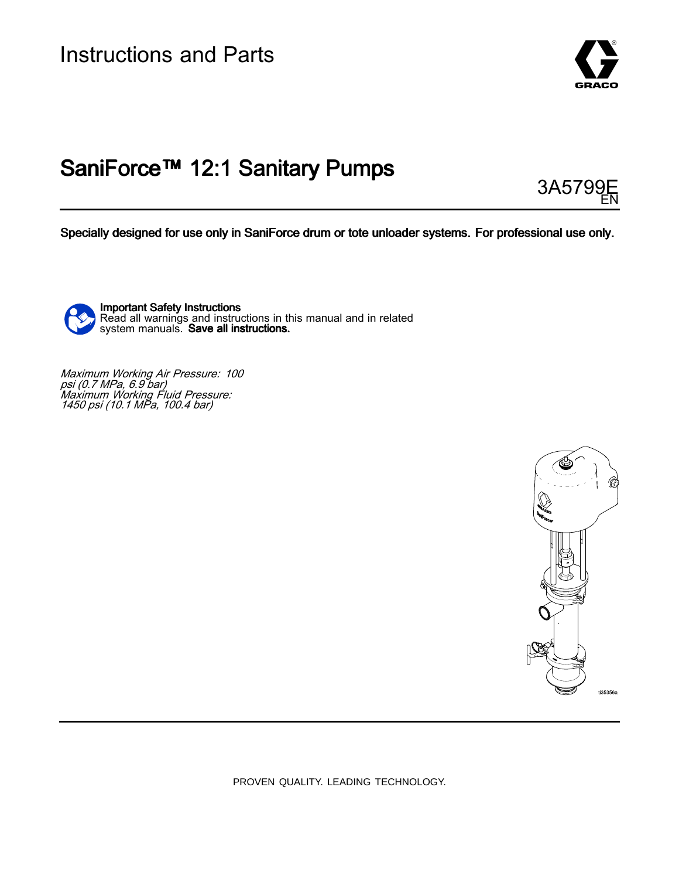Instructions and Parts

# SaniForce™ 12:1 Sanitary Pumps

3A5799E
EN

**Specially designed for use only in SaniForce drum or tote unloader systems. For professional use only.**

**Important Safety Instructions**
Read all warnings and instructions in this manual and in related system manuals. **Save all instructions.**

*Maximum Working Air Pressure: 100 psi (0.7 MPa, 6.9 bar)*
*Maximum Working Fluid Pressure: 1450 psi (10.1 MPa, 100.4 bar)*

ti35356a

PROVEN QUALITY. LEADING TECHNOLOGY.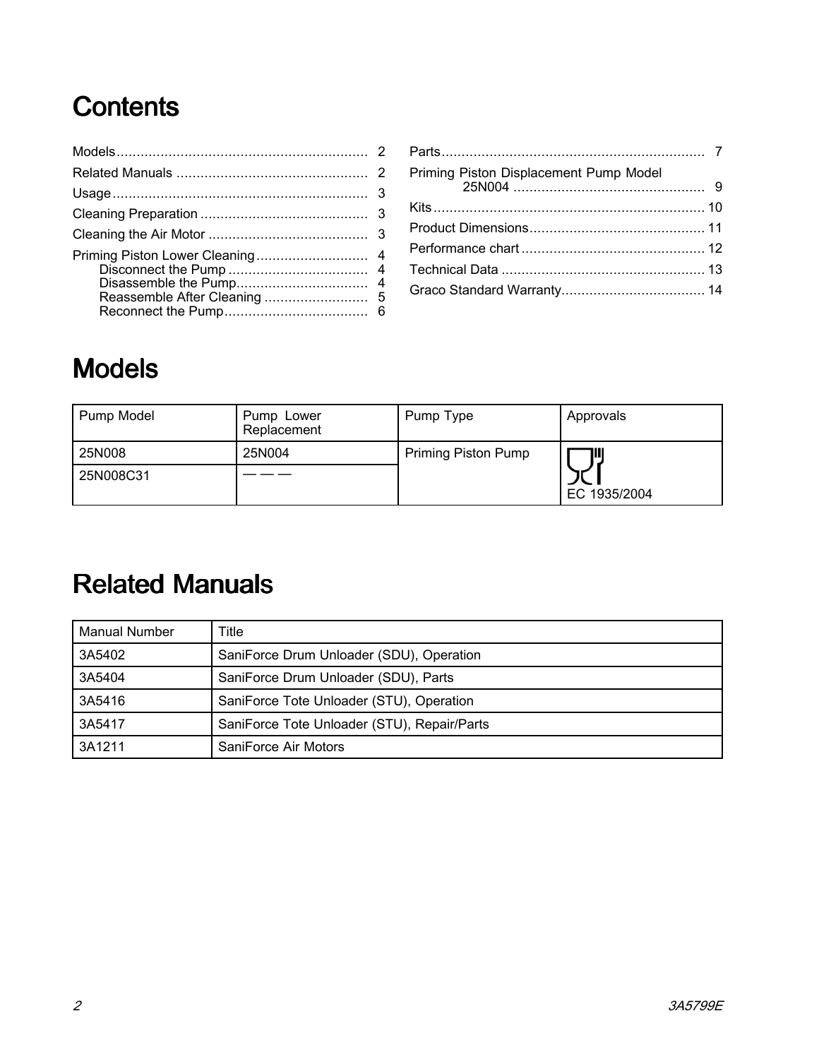# Contents

Models ............................................................... 2
Related Manuals ................................................ 2
Usage ................................................................ 3
Cleaning Preparation .......................................... 3
Cleaning the Air Motor ........................................ 3
Priming Piston Lower Cleaning ............................ 4
- Disconnect the Pump ................................... 4
- Disassemble the Pump ................................. 4
- Reassemble After Cleaning .......................... 5
- Reconnect the Pump .................................... 6

Parts .................................................................. 7
Priming Piston Displacement Pump Model 25N004 ................................................ 9
Kits .................................................................... 10
Product Dimensions ............................................ 11
Performance chart .............................................. 12
Technical Data ................................................... 13
Graco Standard Warranty .................................... 14

# Models

| Pump Model | Pump Lower Replacement | Pump Type | Approvals |
| --- | --- | --- | --- |
| 25N008 | 25N004 | Priming Piston Pump | EC 1935/2004 |
| 25N008C31 | — — — | | |

# Related Manuals

| Manual Number | Title |
| --- | --- |
| 3A5402 | SaniForce Drum Unloader (SDU), Operation |
| 3A5404 | SaniForce Drum Unloader (SDU), Parts |
| 3A5416 | SaniForce Tote Unloader (STU), Operation |
| 3A5417 | SaniForce Tote Unloader (STU), Repair/Parts |
| 3A1211 | SaniForce Air Motors |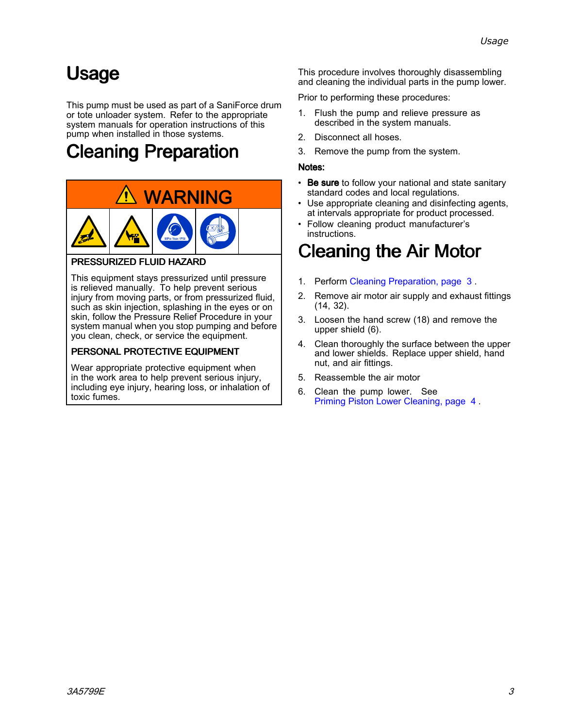# Usage

This pump must be used as part of a SaniForce drum or tote unloader system. Refer to the appropriate system manuals for operation instructions of this pump when installed in those systems.

# Cleaning Preparation

**⚠ WARNING**

**PRESSURIZED FLUID HAZARD**

This equipment stays pressurized until pressure is relieved manually. To help prevent serious injury from moving parts, or from pressurized fluid, such as skin injection, splashing in the eyes or on skin, follow the Pressure Relief Procedure in your system manual when you stop pumping and before you clean, check, or service the equipment.

**PERSONAL PROTECTIVE EQUIPMENT**

Wear appropriate protective equipment when in the work area to help prevent serious injury, including eye injury, hearing loss, or inhalation of toxic fumes.

This procedure involves thoroughly disassembling and cleaning the individual parts in the pump lower.

Prior to performing these procedures:

1. Flush the pump and relieve pressure as described in the system manuals.
2. Disconnect all hoses.
3. Remove the pump from the system.

**Notes:**

- **Be sure** to follow your national and state sanitary standard codes and local regulations.
- Use appropriate cleaning and disinfecting agents, at intervals appropriate for product processed.
- Follow cleaning product manufacturer's instructions.

# Cleaning the Air Motor

1. Perform Cleaning Preparation, page 3 .
2. Remove air motor air supply and exhaust fittings (14, 32).
3. Loosen the hand screw (18) and remove the upper shield (6).
4. Clean thoroughly the surface between the upper and lower shields. Replace upper shield, hand nut, and air fittings.
5. Reassemble the air motor
6. Clean the pump lower. See Priming Piston Lower Cleaning, page 4 .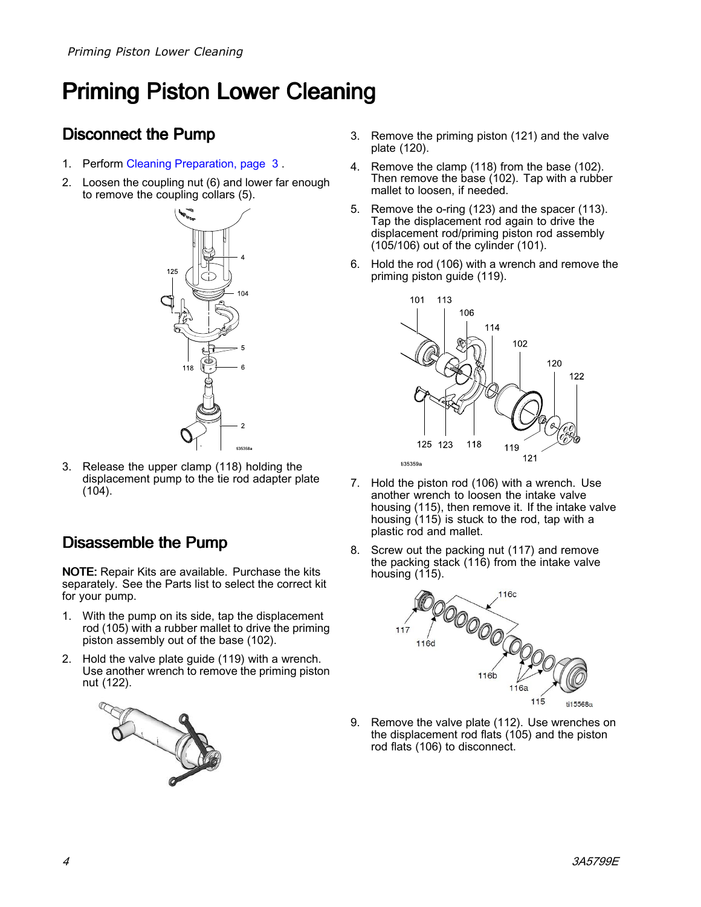# Priming Piston Lower Cleaning

## Disconnect the Pump

1. Perform Cleaning Preparation, page 3 .
2. Loosen the coupling nut (6) and lower far enough to remove the coupling collars (5).
3. Release the upper clamp (118) holding the displacement pump to the tie rod adapter plate (104).

## Disassemble the Pump

**NOTE:** Repair Kits are available. Purchase the kits separately. See the Parts list to select the correct kit for your pump.

1. With the pump on its side, tap the displacement rod (105) with a rubber mallet to drive the priming piston assembly out of the base (102).
2. Hold the valve plate guide (119) with a wrench. Use another wrench to remove the priming piston nut (122).
3. Remove the priming piston (121) and the valve plate (120).
4. Remove the clamp (118) from the base (102). Then remove the base (102). Tap with a rubber mallet to loosen, if needed.
5. Remove the o-ring (123) and the spacer (113). Tap the displacement rod again to drive the displacement rod/priming piston rod assembly (105/106) out of the cylinder (101).
6. Hold the rod (106) with a wrench and remove the priming piston guide (119).
7. Hold the piston rod (106) with a wrench. Use another wrench to loosen the intake valve housing (115), then remove it. If the intake valve housing (115) is stuck to the rod, tap with a plastic rod and mallet.
8. Screw out the packing nut (117) and remove the packing stack (116) from the intake valve housing (115).
9. Remove the valve plate (112). Use wrenches on the displacement rod flats (105) and the piston rod flats (106) to disconnect.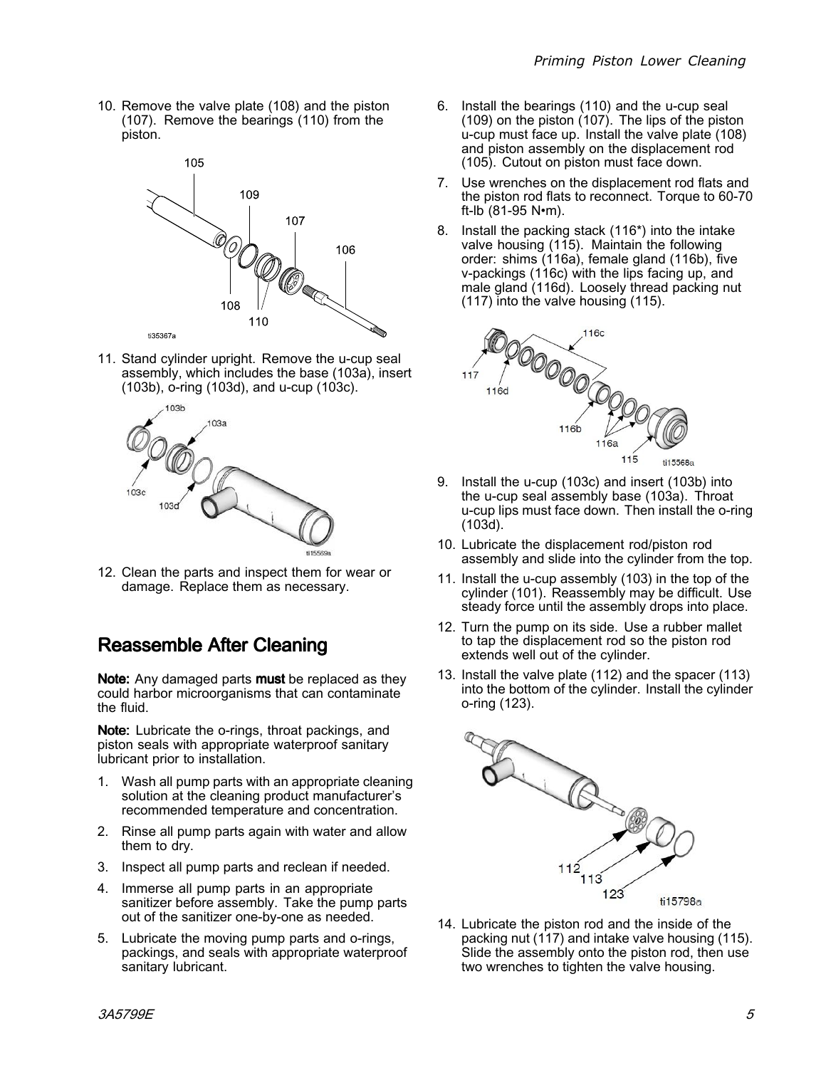10. Remove the valve plate (108) and the piston (107). Remove the bearings (110) from the piston.

11. Stand cylinder upright. Remove the u-cup seal assembly, which includes the base (103a), insert (103b), o-ring (103d), and u-cup (103c).

12. Clean the parts and inspect them for wear or damage. Replace them as necessary.

## Reassemble After Cleaning

**Note:** Any damaged parts **must** be replaced as they could harbor microorganisms that can contaminate the fluid.

**Note:** Lubricate the o-rings, throat packings, and piston seals with appropriate waterproof sanitary lubricant prior to installation.

1. Wash all pump parts with an appropriate cleaning solution at the cleaning product manufacturer's recommended temperature and concentration.
2. Rinse all pump parts again with water and allow them to dry.
3. Inspect all pump parts and reclean if needed.
4. Immerse all pump parts in an appropriate sanitizer before assembly. Take the pump parts out of the sanitizer one-by-one as needed.
5. Lubricate the moving pump parts and o-rings, packings, and seals with appropriate waterproof sanitary lubricant.
6. Install the bearings (110) and the u-cup seal (109) on the piston (107). The lips of the piston u-cup must face up. Install the valve plate (108) and piston assembly on the displacement rod (105). Cutout on piston must face down.
7. Use wrenches on the displacement rod flats and the piston rod flats to reconnect. Torque to 60-70 ft-lb (81-95 N•m).
8. Install the packing stack (116*) into the intake valve housing (115). Maintain the following order: shims (116a), female gland (116b), five v-packings (116c) with the lips facing up, and male gland (116d). Loosely thread packing nut (117) into the valve housing (115).
9. Install the u-cup (103c) and insert (103b) into the u-cup seal assembly base (103a). Throat u-cup lips must face down. Then install the o-ring (103d).
10. Lubricate the displacement rod/piston rod assembly and slide into the cylinder from the top.
11. Install the u-cup assembly (103) in the top of the cylinder (101). Reassembly may be difficult. Use steady force until the assembly drops into place.
12. Turn the pump on its side. Use a rubber mallet to tap the displacement rod so the piston rod extends well out of the cylinder.
13. Install the valve plate (112) and the spacer (113) into the bottom of the cylinder. Install the cylinder o-ring (123).
14. Lubricate the piston rod and the inside of the packing nut (117) and intake valve housing (115). Slide the assembly onto the piston rod, then use two wrenches to tighten the valve housing.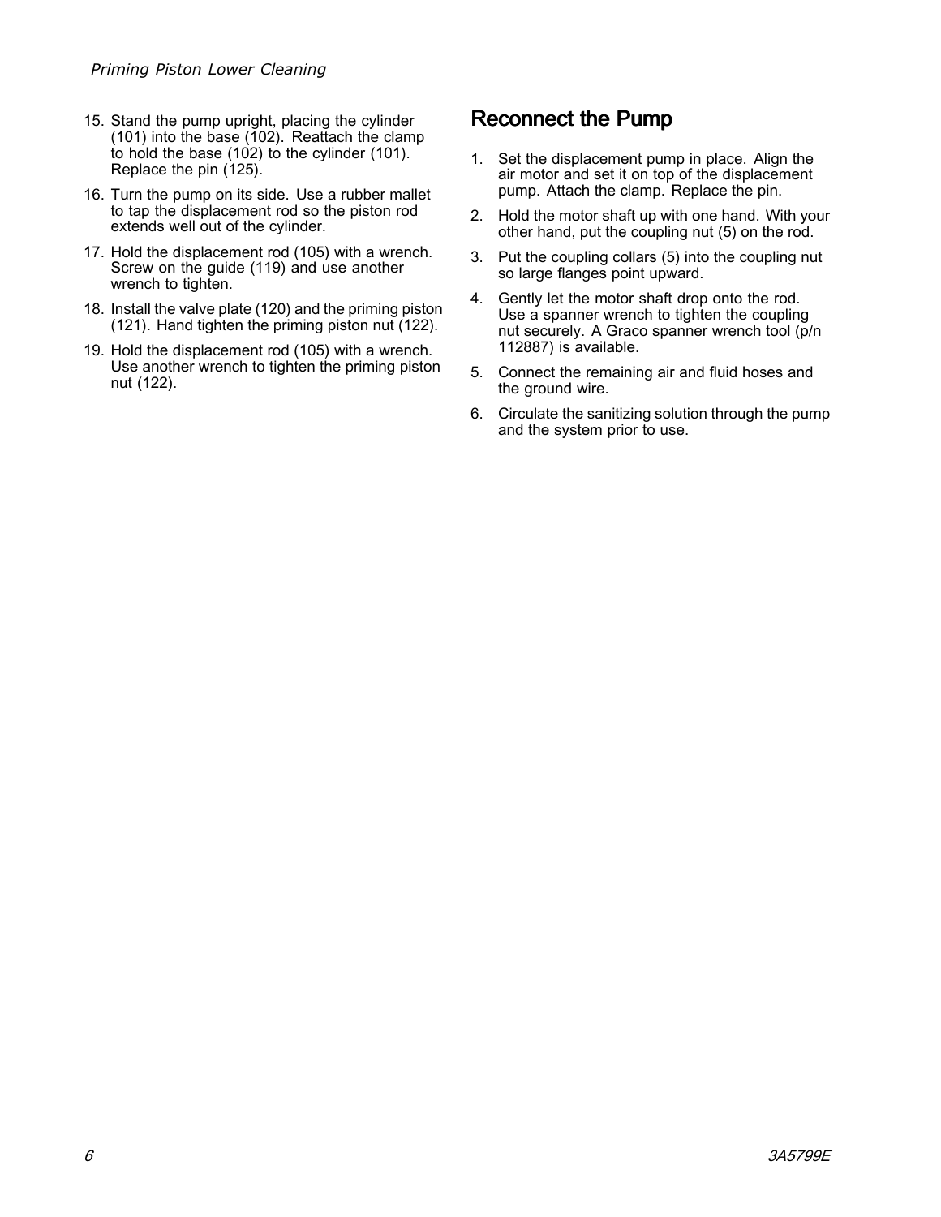15. Stand the pump upright, placing the cylinder (101) into the base (102). Reattach the clamp to hold the base (102) to the cylinder (101). Replace the pin (125).
16. Turn the pump on its side. Use a rubber mallet to tap the displacement rod so the piston rod extends well out of the cylinder.
17. Hold the displacement rod (105) with a wrench. Screw on the guide (119) and use another wrench to tighten.
18. Install the valve plate (120) and the priming piston (121). Hand tighten the priming piston nut (122).
19. Hold the displacement rod (105) with a wrench. Use another wrench to tighten the priming piston nut (122).

## Reconnect the Pump

1. Set the displacement pump in place. Align the air motor and set it on top of the displacement pump. Attach the clamp. Replace the pin.
2. Hold the motor shaft up with one hand. With your other hand, put the coupling nut (5) on the rod.
3. Put the coupling collars (5) into the coupling nut so large flanges point upward.
4. Gently let the motor shaft drop onto the rod. Use a spanner wrench to tighten the coupling nut securely. A Graco spanner wrench tool (p/n 112887) is available.
5. Connect the remaining air and fluid hoses and the ground wire.
6. Circulate the sanitizing solution through the pump and the system prior to use.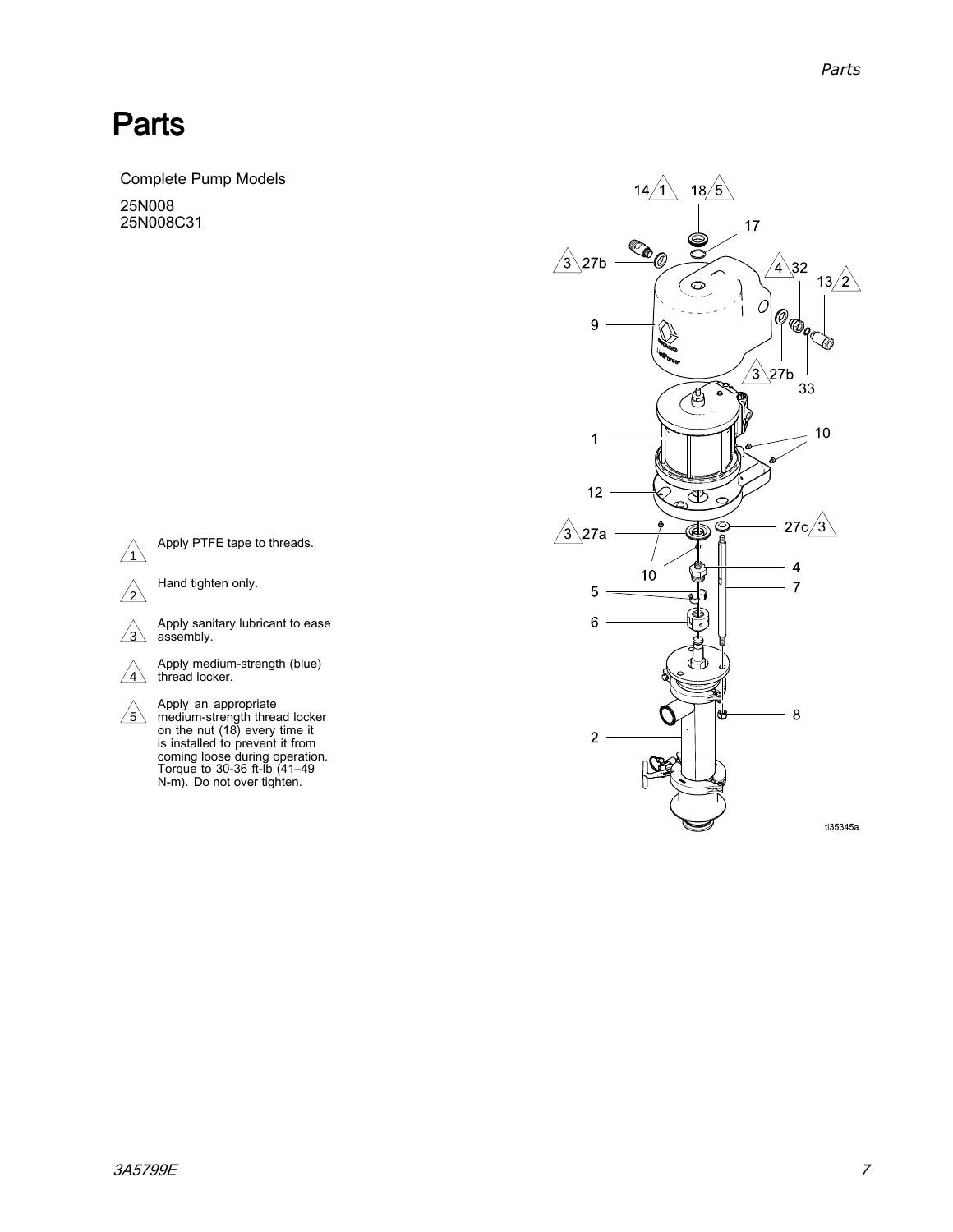# Parts

Complete Pump Models

25N008
25N008C31

1. Apply PTFE tape to threads.
2. Hand tighten only.
3. Apply sanitary lubricant to ease assembly.
4. Apply medium-strength (blue) thread locker.
5. Apply an appropriate medium-strength thread locker on the nut (18) every time it is installed to prevent it from coming loose during operation. Torque to 30-36 ft-lb (41–49 N-m). Do not over tighten.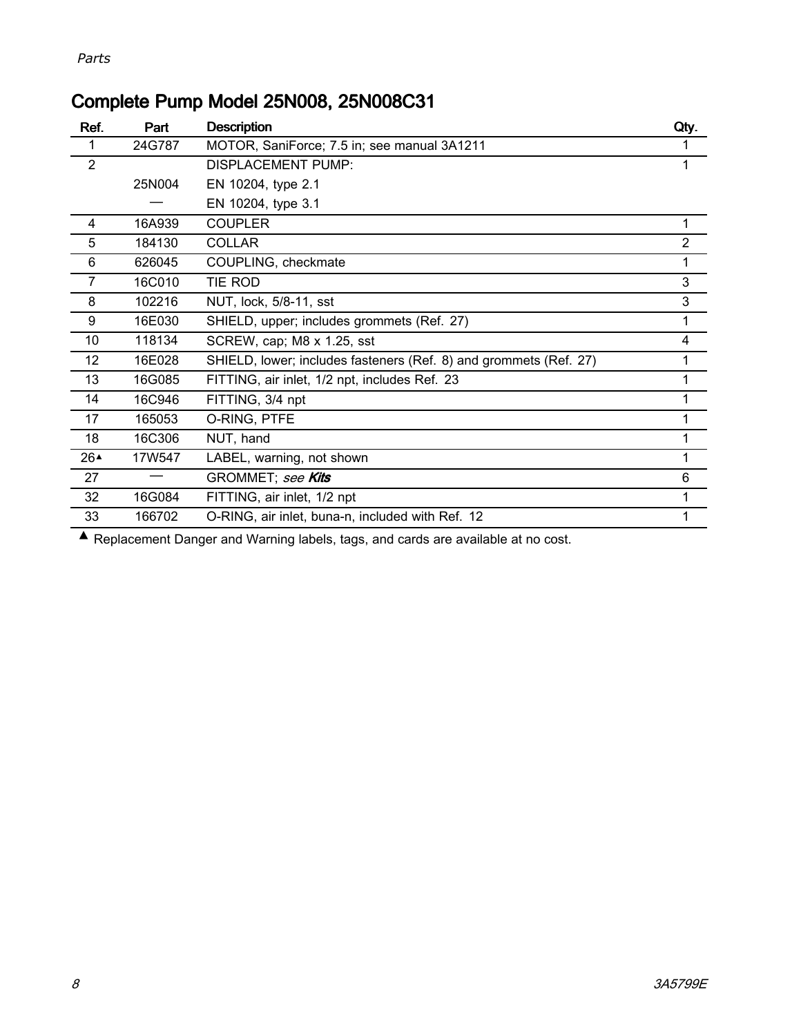## Complete Pump Model 25N008, 25N008C31

| Ref. | Part | Description | Qty. |
|---|---|---|---|
| 1 | 24G787 | MOTOR, SaniForce; 7.5 in; see manual 3A1211 | 1 |
| 2 | | DISPLACEMENT PUMP: | 1 |
| | 25N004 | EN 10204, type 2.1 | |
| | — | EN 10204, type 3.1 | |
| 4 | 16A939 | COUPLER | 1 |
| 5 | 184130 | COLLAR | 2 |
| 6 | 626045 | COUPLING, checkmate | 1 |
| 7 | 16C010 | TIE ROD | 3 |
| 8 | 102216 | NUT, lock, 5/8-11, sst | 3 |
| 9 | 16E030 | SHIELD, upper; includes grommets (Ref. 27) | 1 |
| 10 | 118134 | SCREW, cap; M8 x 1.25, sst | 4 |
| 12 | 16E028 | SHIELD, lower; includes fasteners (Ref. 8) and grommets (Ref. 27) | 1 |
| 13 | 16G085 | FITTING, air inlet, 1/2 npt, includes Ref. 23 | 1 |
| 14 | 16C946 | FITTING, 3/4 npt | 1 |
| 17 | 165053 | O-RING, PTFE | 1 |
| 18 | 16C306 | NUT, hand | 1 |
| 26▲ | 17W547 | LABEL, warning, not shown | 1 |
| 27 | — | GROMMET; *see* ***Kits*** | 6 |
| 32 | 16G084 | FITTING, air inlet, 1/2 npt | 1 |
| 33 | 166702 | O-RING, air inlet, buna-n, included with Ref. 12 | 1 |

▲ Replacement Danger and Warning labels, tags, and cards are available at no cost.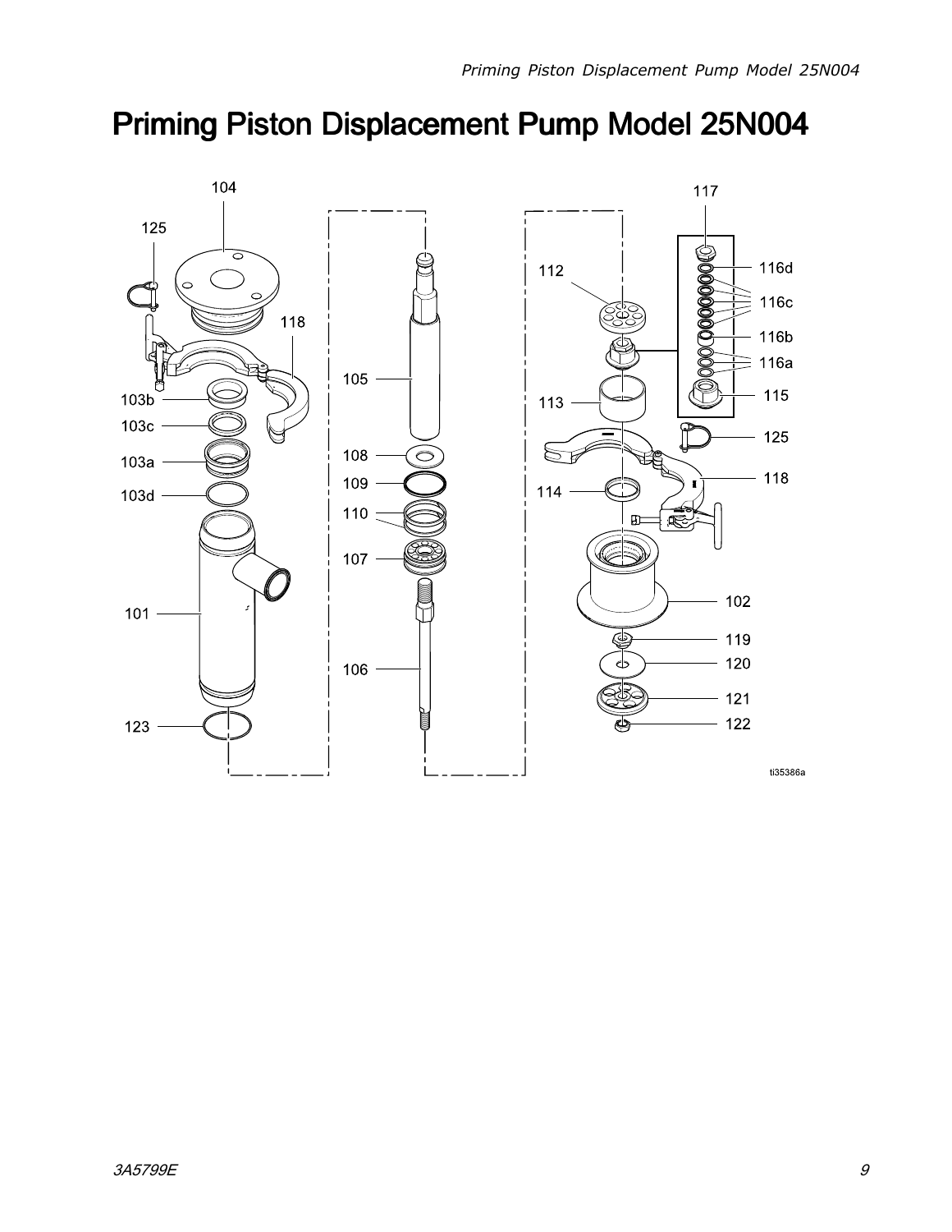# Priming Piston Displacement Pump Model 25N004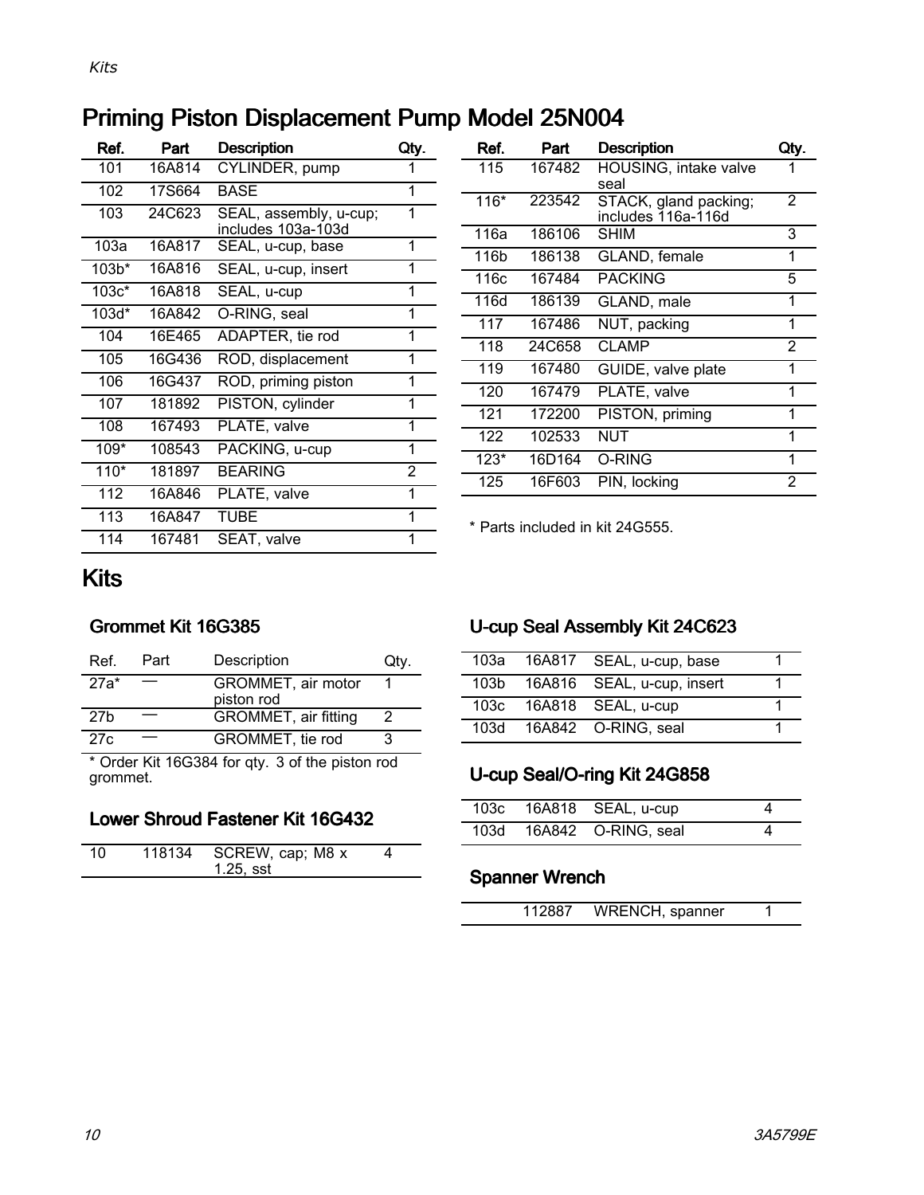## Priming Piston Displacement Pump Model 25N004

| Ref. | Part | Description | Qty. |
|---|---|---|---|
| 101 | 16A814 | CYLINDER, pump | 1 |
| 102 | 17S664 | BASE | 1 |
| 103 | 24C623 | SEAL, assembly, u-cup; includes 103a-103d | 1 |
| 103a | 16A817 | SEAL, u-cup, base | 1 |
| 103b* | 16A816 | SEAL, u-cup, insert | 1 |
| 103c* | 16A818 | SEAL, u-cup | 1 |
| 103d* | 16A842 | O-RING, seal | 1 |
| 104 | 16E465 | ADAPTER, tie rod | 1 |
| 105 | 16G436 | ROD, displacement | 1 |
| 106 | 16G437 | ROD, priming piston | 1 |
| 107 | 181892 | PISTON, cylinder | 1 |
| 108 | 167493 | PLATE, valve | 1 |
| 109* | 108543 | PACKING, u-cup | 1 |
| 110* | 181897 | BEARING | 2 |
| 112 | 16A846 | PLATE, valve | 1 |
| 113 | 16A847 | TUBE | 1 |
| 114 | 167481 | SEAT, valve | 1 |
| 115 | 167482 | HOUSING, intake valve seal | 1 |
| 116* | 223542 | STACK, gland packing; includes 116a-116d | 2 |
| 116a | 186106 | SHIM | 3 |
| 116b | 186138 | GLAND, female | 1 |
| 116c | 167484 | PACKING | 5 |
| 116d | 186139 | GLAND, male | 1 |
| 117 | 167486 | NUT, packing | 1 |
| 118 | 24C658 | CLAMP | 2 |
| 119 | 167480 | GUIDE, valve plate | 1 |
| 120 | 167479 | PLATE, valve | 1 |
| 121 | 172200 | PISTON, priming | 1 |
| 122 | 102533 | NUT | 1 |
| 123* | 16D164 | O-RING | 1 |
| 125 | 16F603 | PIN, locking | 2 |

* Parts included in kit 24G555.

# Kits

### Grommet Kit 16G385

| Ref. | Part | Description | Qty. |
|---|---|---|---|
| 27a* | — | GROMMET, air motor piston rod | 1 |
| 27b | — | GROMMET, air fitting | 2 |
| 27c | — | GROMMET, tie rod | 3 |

* Order Kit 16G384 for qty. 3 of the piston rod grommet.

### Lower Shroud Fastener Kit 16G432

| Ref. | Part | Description | Qty. |
|---|---|---|---|
| 10 | 118134 | SCREW, cap; M8 x 1.25, sst | 4 |

### U-cup Seal Assembly Kit 24C623

| Ref. | Part | Description | Qty. |
|---|---|---|---|
| 103a | 16A817 | SEAL, u-cup, base | 1 |
| 103b | 16A816 | SEAL, u-cup, insert | 1 |
| 103c | 16A818 | SEAL, u-cup | 1 |
| 103d | 16A842 | O-RING, seal | 1 |

### U-cup Seal/O-ring Kit 24G858

| Ref. | Part | Description | Qty. |
|---|---|---|---|
| 103c | 16A818 | SEAL, u-cup | 4 |
| 103d | 16A842 | O-RING, seal | 4 |

### Spanner Wrench

| Ref. | Part | Description | Qty. |
|---|---|---|---|
| | 112887 | WRENCH, spanner | 1 |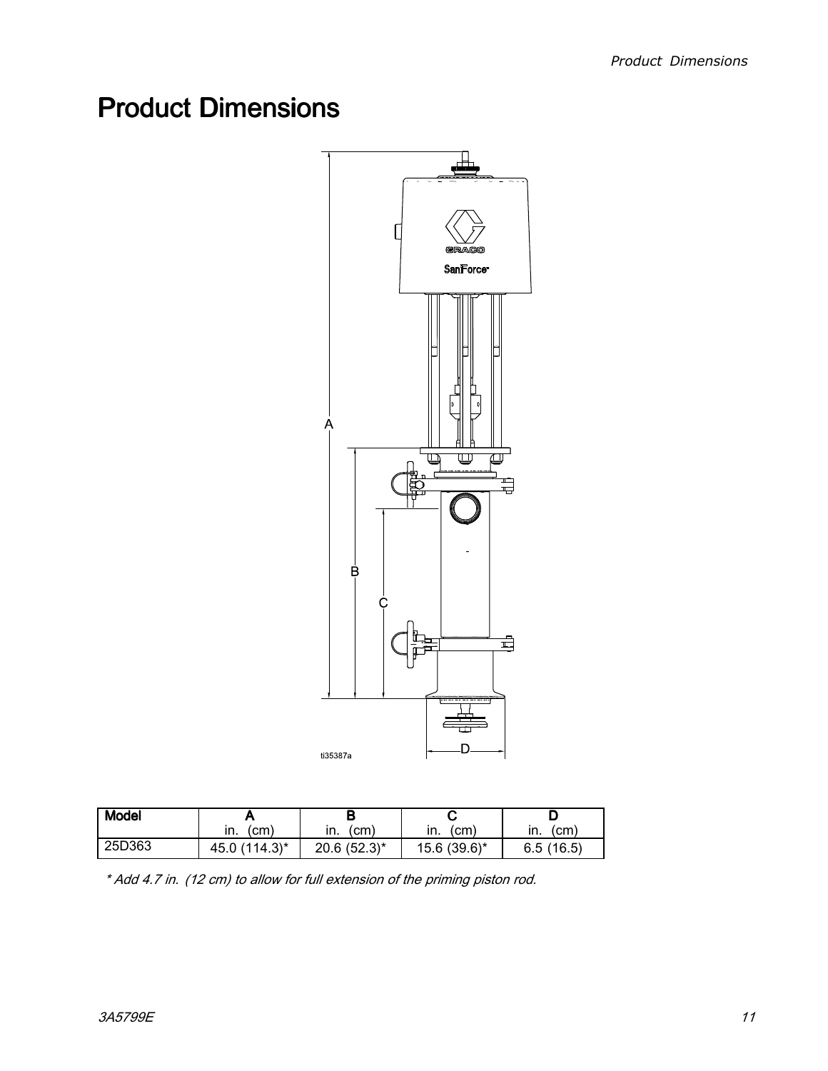# Product Dimensions

ti35387a

| Model | A<br>in. (cm) | B<br>in. (cm) | C<br>in. (cm) | D<br>in. (cm) |
|---|---|---|---|---|
| 25D363 | 45.0 (114.3)* | 20.6 (52.3)* | 15.6 (39.6)* | 6.5 (16.5) |

*\* Add 4.7 in. (12 cm) to allow for full extension of the priming piston rod.*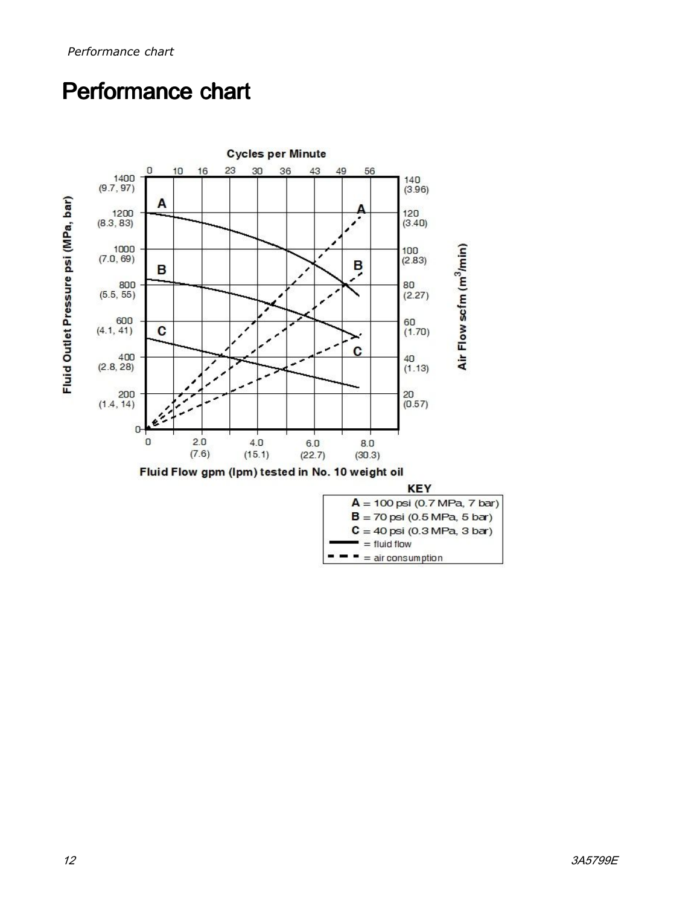# Performance chart

Cycles per Minute: 0, 10, 16, 23, 30, 36, 43, 49, 56

Fluid Outlet Pressure psi (MPa, bar): 0; 200 (1.4, 14); 400 (2.8, 28); 600 (4.1, 41); 800 (5.5, 55); 1000 (7.0, 69); 1200 (8.3, 83); 1400 (9.7, 97)

Air Flow scfm ($m^3$/min): 20 (0.57); 40 (1.13); 60 (1.70); 80 (2.27); 100 (2.83); 120 (3.40); 140 (3.96)

Fluid Flow gpm (lpm) tested in No. 10 weight oil: 0; 2.0 (7.6); 4.0 (15.1); 6.0 (22.7); 8.0 (30.3)

**KEY**

- **A** = 100 psi (0.7 MPa, 7 bar)
- **B** = 70 psi (0.5 MPa, 5 bar)
- **C** = 40 psi (0.3 MPa, 3 bar)
- solid line = fluid flow
- dashed line = air consumption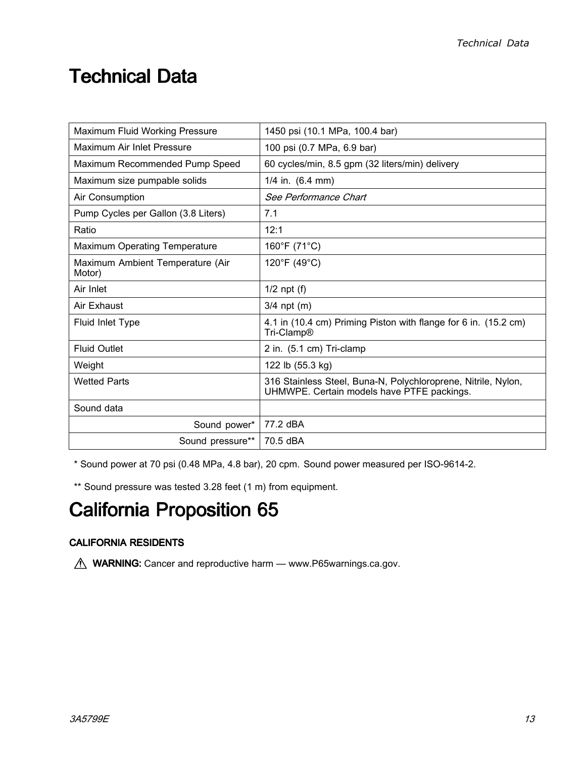# Technical Data

| Maximum Fluid Working Pressure | 1450 psi (10.1 MPa, 100.4 bar) |
| --- | --- |
| Maximum Air Inlet Pressure | 100 psi (0.7 MPa, 6.9 bar) |
| Maximum Recommended Pump Speed | 60 cycles/min, 8.5 gpm (32 liters/min) delivery |
| Maximum size pumpable solids | 1/4 in. (6.4 mm) |
| Air Consumption | *See Performance Chart* |
| Pump Cycles per Gallon (3.8 Liters) | 7.1 |
| Ratio | 12:1 |
| Maximum Operating Temperature | 160°F (71°C) |
| Maximum Ambient Temperature (Air Motor) | 120°F (49°C) |
| Air Inlet | 1/2 npt (f) |
| Air Exhaust | 3/4 npt (m) |
| Fluid Inlet Type | 4.1 in (10.4 cm) Priming Piston with flange for 6 in. (15.2 cm) Tri-Clamp® |
| Fluid Outlet | 2 in. (5.1 cm) Tri-clamp |
| Weight | 122 lb (55.3 kg) |
| Wetted Parts | 316 Stainless Steel, Buna-N, Polychloroprene, Nitrile, Nylon, UHMWPE. Certain models have PTFE packings. |
| Sound data | |
| Sound power* | 77.2 dBA |
| Sound pressure** | 70.5 dBA |

* Sound power at 70 psi (0.48 MPa, 4.8 bar), 20 cpm. Sound power measured per ISO-9614-2.

** Sound pressure was tested 3.28 feet (1 m) from equipment.

# California Proposition 65

**CALIFORNIA RESIDENTS**

⚠ **WARNING:** Cancer and reproductive harm — www.P65warnings.ca.gov.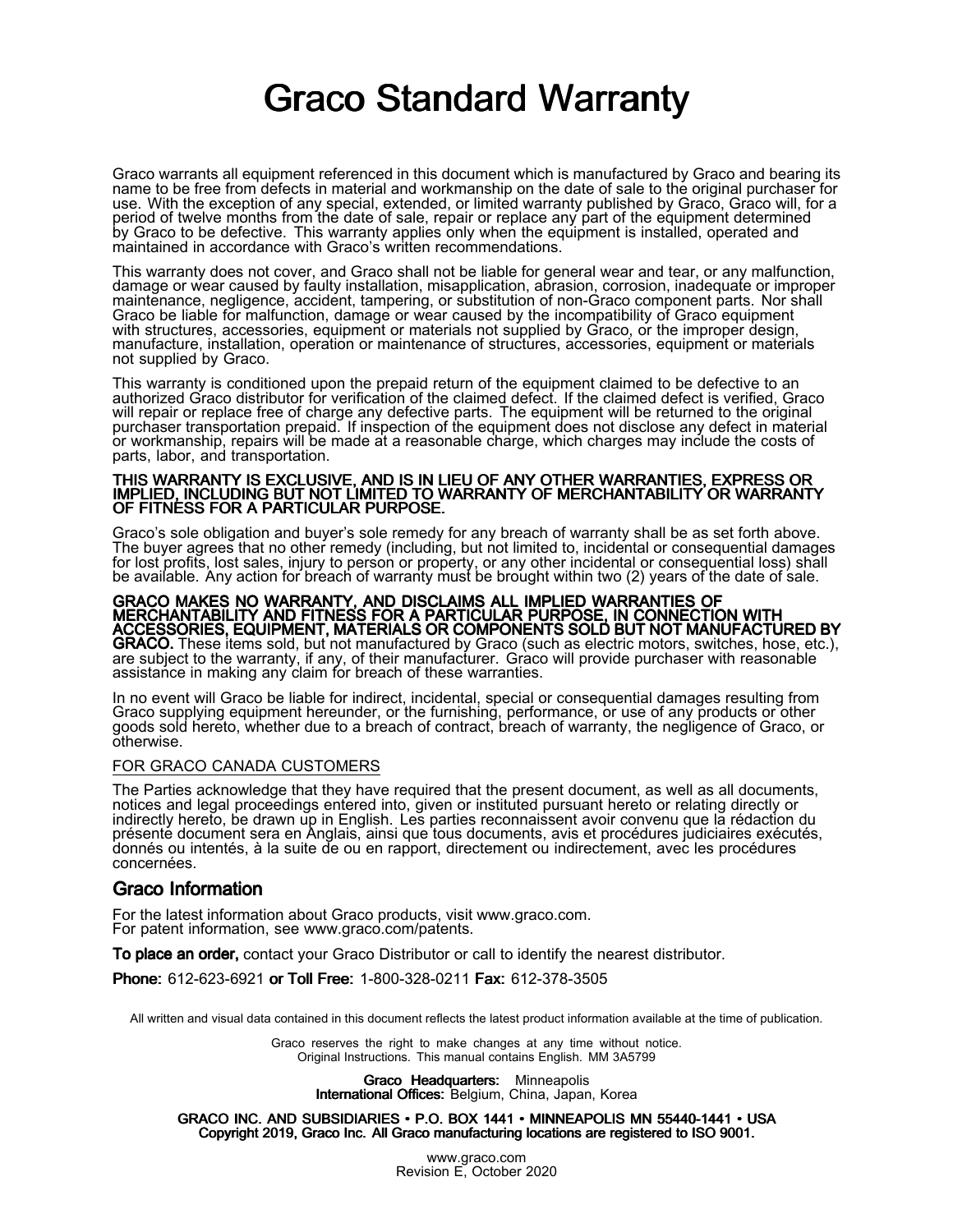# Graco Standard Warranty

Graco warrants all equipment referenced in this document which is manufactured by Graco and bearing its name to be free from defects in material and workmanship on the date of sale to the original purchaser for use. With the exception of any special, extended, or limited warranty published by Graco, Graco will, for a period of twelve months from the date of sale, repair or replace any part of the equipment determined by Graco to be defective. This warranty applies only when the equipment is installed, operated and maintained in accordance with Graco's written recommendations.

This warranty does not cover, and Graco shall not be liable for general wear and tear, or any malfunction, damage or wear caused by faulty installation, misapplication, abrasion, corrosion, inadequate or improper maintenance, negligence, accident, tampering, or substitution of non-Graco component parts. Nor shall Graco be liable for malfunction, damage or wear caused by the incompatibility of Graco equipment with structures, accessories, equipment or materials not supplied by Graco, or the improper design, manufacture, installation, operation or maintenance of structures, accessories, equipment or materials not supplied by Graco.

This warranty is conditioned upon the prepaid return of the equipment claimed to be defective to an authorized Graco distributor for verification of the claimed defect. If the claimed defect is verified, Graco will repair or replace free of charge any defective parts. The equipment will be returned to the original purchaser transportation prepaid. If inspection of the equipment does not disclose any defect in material or workmanship, repairs will be made at a reasonable charge, which charges may include the costs of parts, labor, and transportation.

**THIS WARRANTY IS EXCLUSIVE, AND IS IN LIEU OF ANY OTHER WARRANTIES, EXPRESS OR IMPLIED, INCLUDING BUT NOT LIMITED TO WARRANTY OF MERCHANTABILITY OR WARRANTY OF FITNESS FOR A PARTICULAR PURPOSE.**

Graco's sole obligation and buyer's sole remedy for any breach of warranty shall be as set forth above. The buyer agrees that no other remedy (including, but not limited to, incidental or consequential damages for lost profits, lost sales, injury to person or property, or any other incidental or consequential loss) shall be available. Any action for breach of warranty must be brought within two (2) years of the date of sale.

**GRACO MAKES NO WARRANTY, AND DISCLAIMS ALL IMPLIED WARRANTIES OF MERCHANTABILITY AND FITNESS FOR A PARTICULAR PURPOSE, IN CONNECTION WITH ACCESSORIES, EQUIPMENT, MATERIALS OR COMPONENTS SOLD BUT NOT MANUFACTURED BY GRACO.** These items sold, but not manufactured by Graco (such as electric motors, switches, hose, etc.), are subject to the warranty, if any, of their manufacturer. Graco will provide purchaser with reasonable assistance in making any claim for breach of these warranties.

In no event will Graco be liable for indirect, incidental, special or consequential damages resulting from Graco supplying equipment hereunder, or the furnishing, performance, or use of any products or other goods sold hereto, whether due to a breach of contract, breach of warranty, the negligence of Graco, or otherwise.

<u>FOR GRACO CANADA CUSTOMERS</u>

The Parties acknowledge that they have required that the present document, as well as all documents, notices and legal proceedings entered into, given or instituted pursuant hereto or relating directly or indirectly hereto, be drawn up in English. Les parties reconnaissent avoir convenu que la rédaction du présente document sera en Anglais, ainsi que tous documents, avis et procédures judiciaires exécutés, donnés ou intentés, à la suite de ou en rapport, directement ou indirectement, avec les procédures concernées.

## Graco Information

For the latest information about Graco products, visit www.graco.com.
For patent information, see www.graco.com/patents.

**To place an order,** contact your Graco Distributor or call to identify the nearest distributor.

**Phone:** 612-623-6921 **or Toll Free:** 1-800-328-0211 **Fax:** 612-378-3505

All written and visual data contained in this document reflects the latest product information available at the time of publication.

Graco reserves the right to make changes at any time without notice.
Original Instructions. This manual contains English. MM 3A5799

**Graco Headquarters:** Minneapolis
**International Offices:** Belgium, China, Japan, Korea

**GRACO INC. AND SUBSIDIARIES • P.O. BOX 1441 • MINNEAPOLIS MN 55440-1441 • USA**
**Copyright 2019, Graco Inc. All Graco manufacturing locations are registered to ISO 9001.**

www.graco.com
Revision E, October 2020